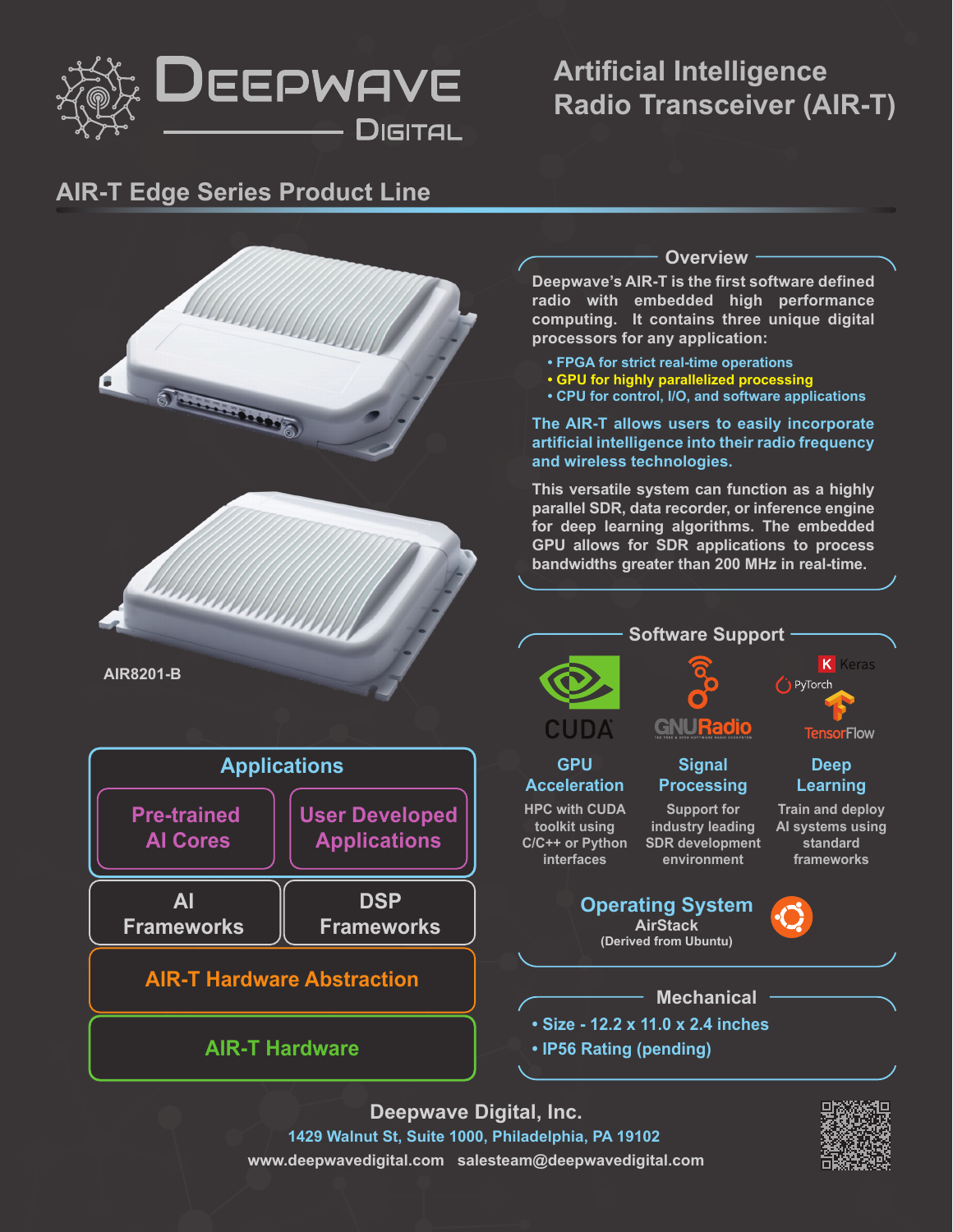# Deepwave Digital

## Artificial Intelligence Radio Transceiver (AIR-T)

## AIR-T Edge Series Product Line

AIR8201-B

### Overview

Deepwave's AIR-T is the first software defined radio with embedded high performance computing. It contains three unique digital processors for any application:

- FPGA for strict real-time operations
- GPU for highly parallelized processing
- CPU for control, I/O, and software applications

The AIR-T allows users to easily incorporate artificial intelligence into their radio frequency and wireless technologies.

This versatile system can function as a highly parallel SDR, data recorder, or inference engine for deep learning algorithms. The embedded GPU allows for SDR applications to process bandwidths greater than 200 MHz in real-time.

### Software Support

CUDA | GNURadio | Keras, PyTorch, TensorFlow

**GPU Acceleration**
HPC with CUDA toolkit using C/C++ or Python interfaces

**Signal Processing**
Support for industry leading SDR development environment

**Deep Learning**
Train and deploy AI systems using standard frameworks

**Operating System**
AirStack
(Derived from Ubuntu)

### Applications

- Pre-trained AI Cores
- User Developed Applications

AI Frameworks | DSP Frameworks

AIR-T Hardware Abstraction

AIR-T Hardware

### Mechanical

- Size - 12.2 x 11.0 x 2.4 inches
- IP56 Rating (pending)

**Deepwave Digital, Inc.**
1429 Walnut St, Suite 1000, Philadelphia, PA 19102
www.deepwavedigital.com salesteam@deepwavedigital.com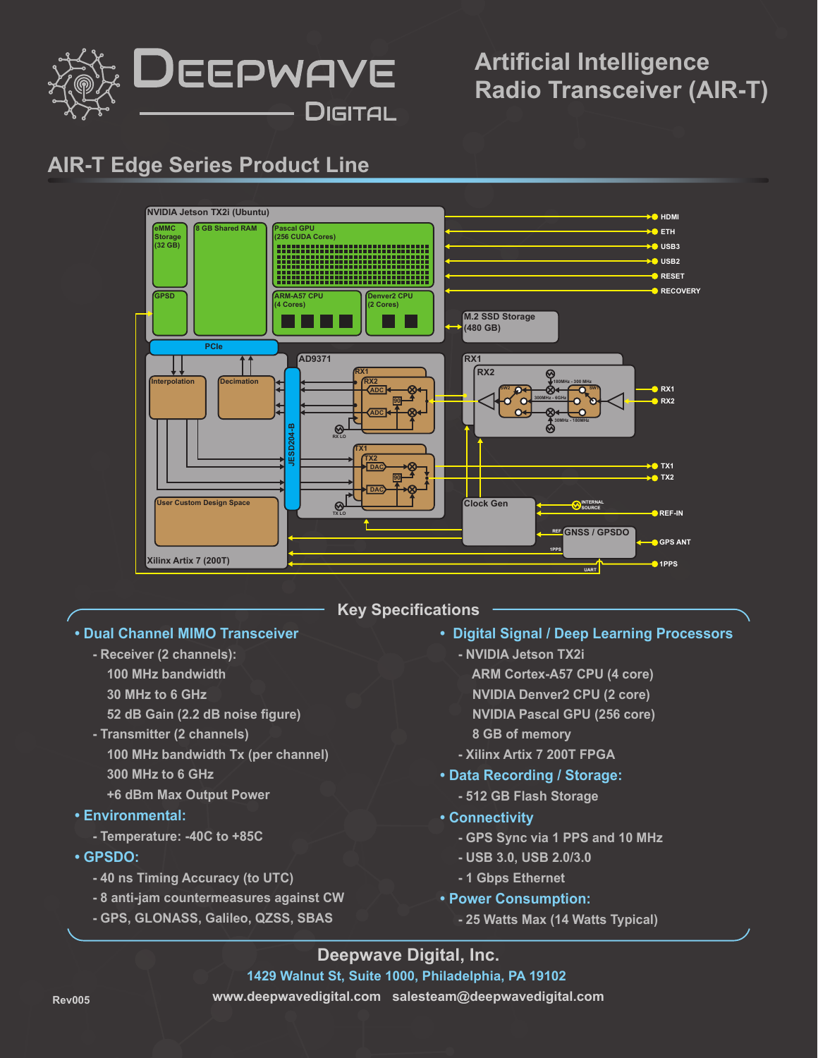# DEEPWAVE DIGITAL

# Artificial Intelligence Radio Transceiver (AIR-T)

## AIR-T Edge Series Product Line

NVIDIA Jetson TX2i (Ubuntu)

eMMC Storage (32 GB)

8 GB Shared RAM

Pascal GPU (256 CUDA Cores)

GPSD

ARM-A57 CPU (4 Cores)

Denver2 CPU (2 Cores)

M.2 SSD Storage (480 GB)

HDMI

ETH

USB3

USB2

RESET

RECOVERY

PCIe

AD9371

Interpolation

Decimation

JESD204-B

RX1

RX2

ADC

ADC

90

RX LO

TX1

TX2

DAC

DAC

90

TX LO

User Custom Design Space

Xilinx Artix 7 (200T)

RX1

RX2

SW2

SW1

180MHz - 300 MHz

300MHz - 6GHz

30MHz - 180MHz

RX1

RX2

TX1

TX2

Clock Gen

INTERNAL SOURCE

REF-IN

REF

GNSS / GPSDO

1PPS

GPS ANT

UART

1PPS

## Key Specifications

- **Dual Channel MIMO Transceiver**
  - Receiver (2 channels):
    - 100 MHz bandwidth
    - 30 MHz to 6 GHz
    - 52 dB Gain (2.2 dB noise figure)
  - Transmitter (2 channels)
    - 100 MHz bandwidth Tx (per channel)
    - 300 MHz to 6 GHz
    - +6 dBm Max Output Power
- **Environmental:**
  - Temperature: -40C to +85C
- **GPSDO:**
  - 40 ns Timing Accuracy (to UTC)
  - 8 anti-jam countermeasures against CW
  - GPS, GLONASS, Galileo, QZSS, SBAS
- **Digital Signal / Deep Learning Processors**
  - NVIDIA Jetson TX2i
    - ARM Cortex-A57 CPU (4 core)
    - NVIDIA Denver2 CPU (2 core)
    - NVIDIA Pascal GPU (256 core)
    - 8 GB of memory
  - Xilinx Artix 7 200T FPGA
- **Data Recording / Storage:**
  - 512 GB Flash Storage
- **Connectivity**
  - GPS Sync via 1 PPS and 10 MHz
  - USB 3.0, USB 2.0/3.0
  - 1 Gbps Ethernet
- **Power Consumption:**
  - 25 Watts Max (14 Watts Typical)

Deepwave Digital, Inc.

1429 Walnut St, Suite 1000, Philadelphia, PA 19102

www.deepwavedigital.com   salesteam@deepwavedigital.com

Rev005